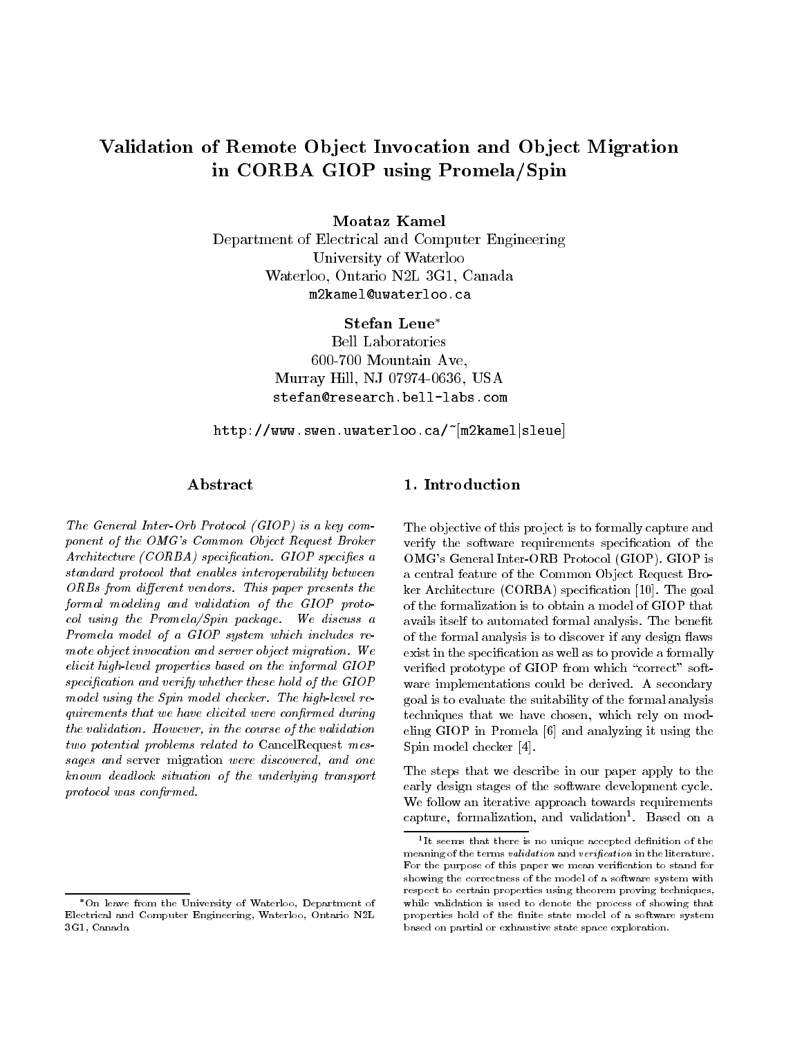# Validation of Remote Object Invocation and Object Migration in CORBA GIOP using Promela/Spin

**Moataz Kamel**
Department of Electrical and Computer Engineering
University of Waterloo
Waterloo, Ontario N2L 3G1, Canada
m2kamel@uwaterloo.ca

**Stefan Leue**[*]
Bell Laboratories
600-700 Mountain Ave,
Murray Hill, NJ 07974-0636, USA
stefan@research.bell-labs.com

http://www.swen.uwaterloo.ca/~[m2kamel|sleue]

## Abstract

*The General Inter-Orb Protocol (GIOP) is a key component of the OMG's Common Object Request Broker Architecture (CORBA) specification. GIOP specifies a standard protocol that enables interoperability between ORBs from different vendors. This paper presents the formal modeling and validation of the GIOP protocol using the Promela/Spin package. We discuss a Promela model of a GIOP system which includes remote object invocation and server object migration. We elicit high-level properties based on the informal GIOP specification and verify whether these hold of the GIOP model using the Spin model checker. The high-level requirements that we have elicited were confirmed during the validation. However, in the course of the validation two potential problems related to* CancelRequest *messages and* server migration *were discovered, and one known deadlock situation of the underlying transport protocol was confirmed.*

## 1. Introduction

The objective of this project is to formally capture and verify the software requirements specification of the OMG's General Inter-ORB Protocol (GIOP). GIOP is a central feature of the Common Object Request Broker Architecture (CORBA) specification [10]. The goal of the formalization is to obtain a model of GIOP that avails itself to automated formal analysis. The benefit of the formal analysis is to discover if any design flaws exist in the specification as well as to provide a formally verified prototype of GIOP from which "correct" software implementations could be derived. A secondary goal is to evaluate the suitability of the formal analysis techniques that we have chosen, which rely on modeling GIOP in Promela [6] and analyzing it using the Spin model checker [4].

The steps that we describe in our paper apply to the early design stages of the software development cycle. We follow an iterative approach towards requirements capture, formalization, and validation[1]. Based on a

[*] On leave from the University of Waterloo, Department of Electrical and Computer Engineering, Waterloo, Ontario N2L 3G1, Canada

[1] It seems that there is no unique accepted definition of the meaning of the terms *validation* and *verification* in the literature. For the purpose of this paper we mean verification to stand for showing the correctness of the model of a software system with respect to certain properties using theorem proving techniques, while validation is used to denote the process of showing that properties hold of the finite state model of a software system based on partial or exhaustive state space exploration.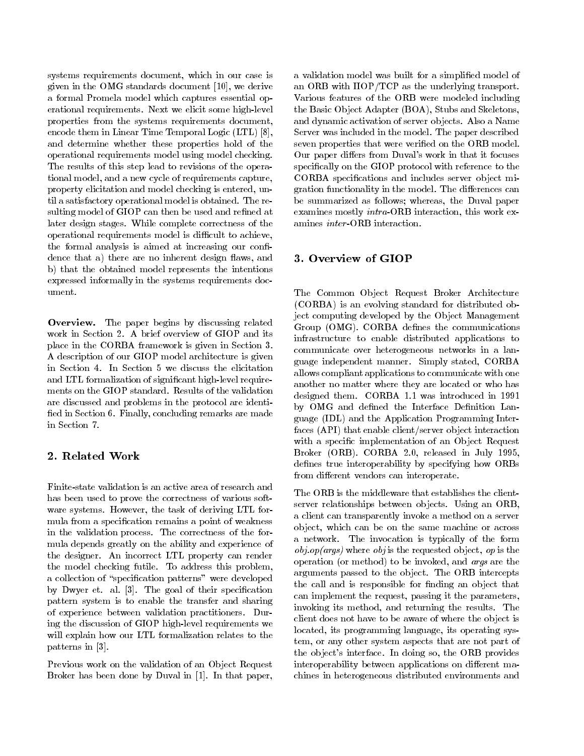systems requirements document, which in our case is given in the OMG standards document [10], we derive a formal Promela model which captures essential operational requirements. Next we elicit some high-level properties from the systems requirements document, encode them in Linear Time Temporal Logic (LTL) [8], and determine whether these properties hold of the operational requirements model using model checking. The results of this step lead to revisions of the operational model, and a new cycle of requirements capture, property elicitation and model checking is entered, until a satisfactory operational model is obtained. The resulting model of GIOP can then be used and refined at later design stages. While complete correctness of the operational requirements model is difficult to achieve, the formal analysis is aimed at increasing our confidence that a) there are no inherent design flaws, and b) that the obtained model represents the intentions expressed informally in the systems requirements document.

**Overview.** The paper begins by discussing related work in Section 2. A brief overview of GIOP and its place in the CORBA framework is given in Section 3. A description of our GIOP model architecture is given in Section 4. In Section 5 we discuss the elicitation and LTL formalization of significant high-level requirements on the GIOP standard. Results of the validation are discussed and problems in the protocol are identified in Section 6. Finally, concluding remarks are made in Section 7.

## 2. Related Work

Finite-state validation is an active area of research and has been used to prove the correctness of various software systems. However, the task of deriving LTL formula from a specification remains a point of weakness in the validation process. The correctness of the formula depends greatly on the ability and experience of the designer. An incorrect LTL property can render the model checking futile. To address this problem, a collection of "specification patterns" were developed by Dwyer et. al. [3]. The goal of their specification pattern system is to enable the transfer and sharing of experience between validation practitioners. During the discussion of GIOP high-level requirements we will explain how our LTL formalization relates to the patterns in [3].

Previous work on the validation of an Object Request Broker has been done by Duval in [1]. In that paper, a validation model was built for a simplified model of an ORB with IIOP/TCP as the underlying transport. Various features of the ORB were modeled including the Basic Object Adapter (BOA), Stubs and Skeletons, and dynamic activation of server objects. Also a Name Server was included in the model. The paper described seven properties that were verified on the ORB model. Our paper differs from Duval's work in that it focuses specifically on the GIOP protocol with reference to the CORBA specifications and includes server object migration functionality in the model. The differences can be summarized as follows; whereas, the Duval paper examines mostly *intra*-ORB interaction, this work examines *inter*-ORB interaction.

## 3. Overview of GIOP

The Common Object Request Broker Architecture (CORBA) is an evolving standard for distributed object computing developed by the Object Management Group (OMG). CORBA defines the communications infrastructure to enable distributed applications to communicate over heterogeneous networks in a language independent manner. Simply stated, CORBA allows compliant applications to communicate with one another no matter where they are located or who has designed them. CORBA 1.1 was introduced in 1991 by OMG and defined the Interface Definition Language (IDL) and the Application Programming Interfaces (API) that enable client/server object interaction with a specific implementation of an Object Request Broker (ORB). CORBA 2.0, released in July 1995, defines true interoperability by specifying how ORBs from different vendors can interoperate.

The ORB is the middleware that establishes the client-server relationships between objects. Using an ORB, a client can transparently invoke a method on a server object, which can be on the same machine or across a network. The invocation is typically of the form *obj.op(args)* where *obj* is the requested object, *op* is the operation (or method) to be invoked, and *args* are the arguments passed to the object. The ORB intercepts the call and is responsible for finding an object that can implement the request, passing it the parameters, invoking its method, and returning the results. The client does not have to be aware of where the object is located, its programming language, its operating system, or any other system aspects that are not part of the object's interface. In doing so, the ORB provides interoperability between applications on different machines in heterogeneous distributed environments and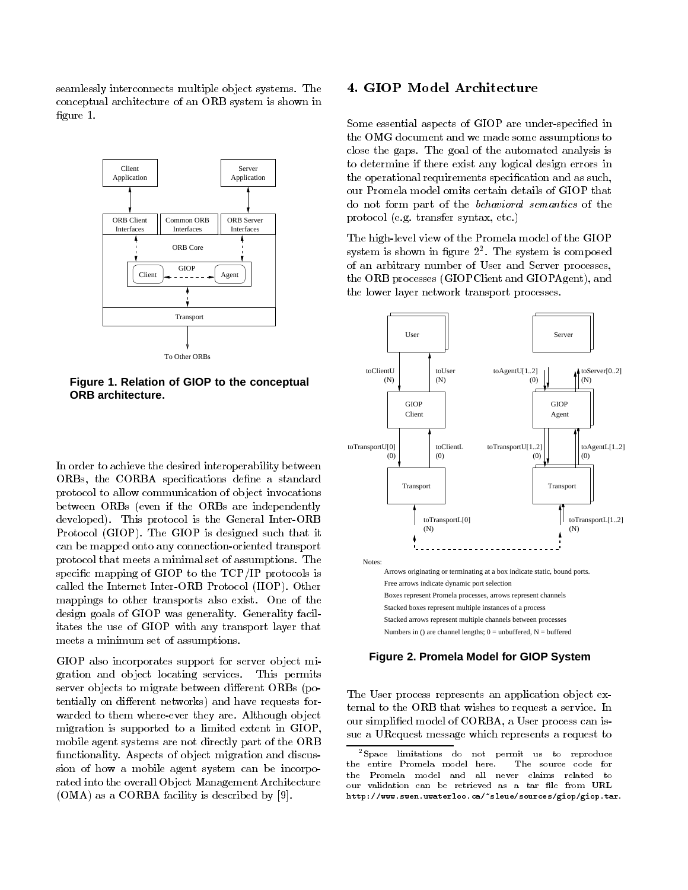seamlessly interconnects multiple object systems. The conceptual architecture of an ORB system is shown in figure 1.

**Figure 1. Relation of GIOP to the conceptual ORB architecture.**

In order to achieve the desired interoperability between ORBs, the CORBA specifications define a standard protocol to allow communication of object invocations between ORBs (even if the ORBs are independently developed). This protocol is the General Inter-ORB Protocol (GIOP). The GIOP is designed such that it can be mapped onto any connection-oriented transport protocol that meets a minimal set of assumptions. The specific mapping of GIOP to the TCP/IP protocols is called the Internet Inter-ORB Protocol (IIOP). Other mappings to other transports also exist. One of the design goals of GIOP was generality. Generality facilitates the use of GIOP with any transport layer that meets a minimum set of assumptions.

GIOP also incorporates support for server object migration and object locating services. This permits server objects to migrate between different ORBs (potentially on different networks) and have requests forwarded to them where-ever they are. Although object migration is supported to a limited extent in GIOP, mobile agent systems are not directly part of the ORB functionality. Aspects of object migration and discussion of how a mobile agent system can be incorporated into the overall Object Management Architecture (OMA) as a CORBA facility is described by [9].

## 4. GIOP Model Architecture

Some essential aspects of GIOP are under-specified in the OMG document and we made some assumptions to close the gaps. The goal of the automated analysis is to determine if there exist any logical design errors in the operational requirements specification and as such, our Promela model omits certain details of GIOP that do not form part of the *behavioral semantics* of the protocol (e.g. transfer syntax, etc.)

The high-level view of the Promela model of the GIOP system is shown in figure 2[2]. The system is composed of an arbitrary number of User and Server processes, the ORB processes (GIOPClient and GIOPAgent), and the lower layer network transport processes.

Notes:

Arrows originating or terminating at a box indicate static, bound ports.
Free arrows indicate dynamic port selection
Boxes represent Promela processes, arrows represent channels
Stacked boxes represent multiple instances of a process
Stacked arrows represent multiple channels between processes
Numbers in () are channel lengths; 0 = unbuffered, N = buffered

**Figure 2. Promela Model for GIOP System**

The User process represents an application object external to the ORB that wishes to request a service. In our simplified model of CORBA, a User process can issue a URequest message which represents a request to

[2] Space limitations do not permit us to reproduce the entire Promela model here. The source code for the Promela model and all never claims related to our validation can be retrieved as a tar file from URL `http://www.swen.uwaterloo.ca/~sleue/sources/giop/giop.tar`.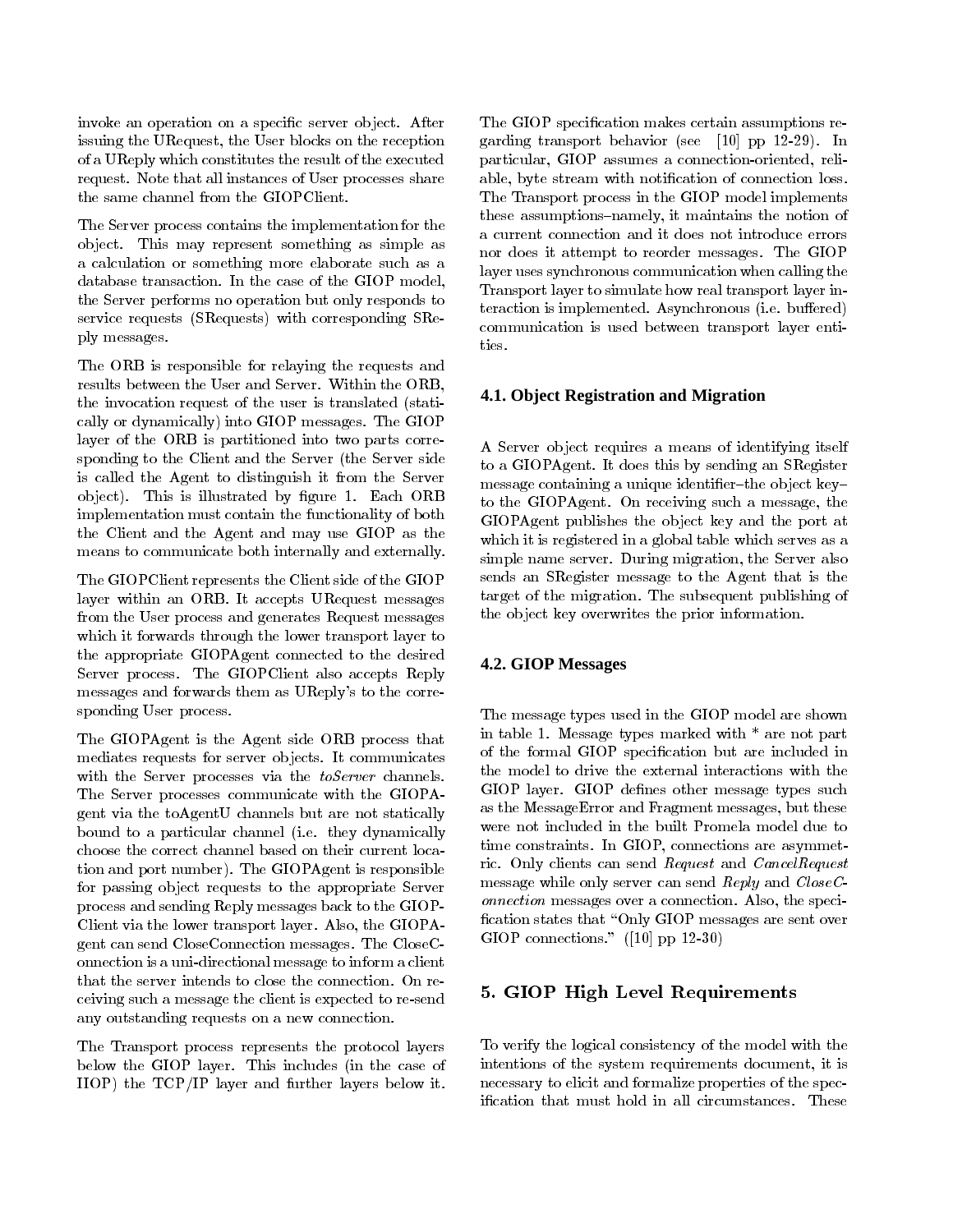invoke an operation on a specific server object. After issuing the URequest, the User blocks on the reception of a UReply which constitutes the result of the executed request. Note that all instances of User processes share the same channel from the GIOPClient.

The Server process contains the implementation for the object. This may represent something as simple as a calculation or something more elaborate such as a database transaction. In the case of the GIOP model, the Server performs no operation but only responds to service requests (SRequests) with corresponding SReply messages.

The ORB is responsible for relaying the requests and results between the User and Server. Within the ORB, the invocation request of the user is translated (statically or dynamically) into GIOP messages. The GIOP layer of the ORB is partitioned into two parts corresponding to the Client and the Server (the Server side is called the Agent to distinguish it from the Server object). This is illustrated by figure 1. Each ORB implementation must contain the functionality of both the Client and the Agent and may use GIOP as the means to communicate both internally and externally.

The GIOPClient represents the Client side of the GIOP layer within an ORB. It accepts URequest messages from the User process and generates Request messages which it forwards through the lower transport layer to the appropriate GIOPAgent connected to the desired Server process. The GIOPClient also accepts Reply messages and forwards them as UReply's to the corresponding User process.

The GIOPAgent is the Agent side ORB process that mediates requests for server objects. It communicates with the Server processes via the *toServer* channels. The Server processes communicate with the GIOPAgent via the toAgentU channels but are not statically bound to a particular channel (i.e. they dynamically choose the correct channel based on their current location and port number). The GIOPAgent is responsible for passing object requests to the appropriate Server process and sending Reply messages back to the GIOPClient via the lower transport layer. Also, the GIOPAgent can send CloseConnection messages. The CloseConnection is a uni-directional message to inform a client that the server intends to close the connection. On receiving such a message the client is expected to re-send any outstanding requests on a new connection.

The Transport process represents the protocol layers below the GIOP layer. This includes (in the case of IIOP) the TCP/IP layer and further layers below it. The GIOP specification makes certain assumptions regarding transport behavior (see [10] pp 12-29). In particular, GIOP assumes a connection-oriented, reliable, byte stream with notification of connection loss. The Transport process in the GIOP model implements these assumptions–namely, it maintains the notion of a current connection and it does not introduce errors nor does it attempt to reorder messages. The GIOP layer uses synchronous communication when calling the Transport layer to simulate how real transport layer interaction is implemented. Asynchronous (i.e. buffered) communication is used between transport layer entities.

### 4.1. Object Registration and Migration

A Server object requires a means of identifying itself to a GIOPAgent. It does this by sending an SRegister message containing a unique identifier–the object key–to the GIOPAgent. On receiving such a message, the GIOPAgent publishes the object key and the port at which it is registered in a global table which serves as a simple name server. During migration, the Server also sends an SRegister message to the Agent that is the target of the migration. The subsequent publishing of the object key overwrites the prior information.

### 4.2. GIOP Messages

The message types used in the GIOP model are shown in table 1. Message types marked with * are not part of the formal GIOP specification but are included in the model to drive the external interactions with the GIOP layer. GIOP defines other message types such as the MessageError and Fragment messages, but these were not included in the built Promela model due to time constraints. In GIOP, connections are asymmetric. Only clients can send *Request* and *CancelRequest* message while only server can send *Reply* and *CloseConnection* messages over a connection. Also, the specification states that "Only GIOP messages are sent over GIOP connections." ([10] pp 12-30)

## 5. GIOP High Level Requirements

To verify the logical consistency of the model with the intentions of the system requirements document, it is necessary to elicit and formalize properties of the specification that must hold in all circumstances. These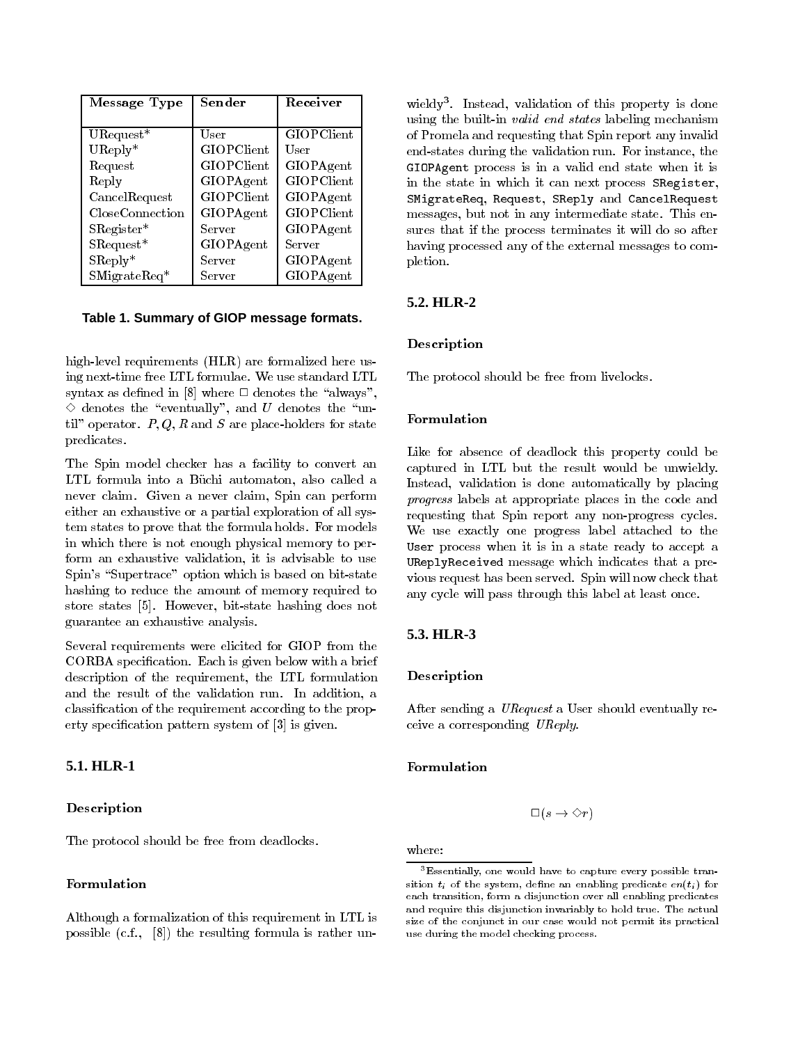| Message Type | Sender | Receiver |
|---|---|---|
| URequest* | User | GIOPClient |
| UReply* | GIOPClient | User |
| Request | GIOPClient | GIOPAgent |
| Reply | GIOPAgent | GIOPClient |
| CancelRequest | GIOPClient | GIOPAgent |
| CloseConnection | GIOPAgent | GIOPClient |
| SRegister* | Server | GIOPAgent |
| SRequest* | GIOPAgent | Server |
| SReply* | Server | GIOPAgent |
| SMigrateReq* | Server | GIOPAgent |

**Table 1. Summary of GIOP message formats.**

high-level requirements (HLR) are formalized here using next-time free LTL formulae. We use standard LTL syntax as defined in [8] where $\Box$ denotes the "always", $\Diamond$ denotes the "eventually", and $U$ denotes the "until" operator. $P, Q, R$ and $S$ are place-holders for state predicates.

The Spin model checker has a facility to convert an LTL formula into a Büchi automaton, also called a never claim. Given a never claim, Spin can perform either an exhaustive or a partial exploration of all system states to prove that the formula holds. For models in which there is not enough physical memory to perform an exhaustive validation, it is advisable to use Spin's "Supertrace" option which is based on bit-state hashing to reduce the amount of memory required to store states [5]. However, bit-state hashing does not guarantee an exhaustive analysis.

Several requirements were elicited for GIOP from the CORBA specification. Each is given below with a brief description of the requirement, the LTL formulation and the result of the validation run. In addition, a classification of the requirement according to the property specification pattern system of [3] is given.

## 5.1. HLR-1

### Description

The protocol should be free from deadlocks.

### Formulation

Although a formalization of this requirement in LTL is possible (c.f., [8]) the resulting formula is rather unwieldy[3]. Instead, validation of this property is done using the built-in *valid end states* labeling mechanism of Promela and requesting that Spin report any invalid end-states during the validation run. For instance, the `GIOPAgent` process is in a valid end state when it is in the state in which it can next process `SRegister`, `SMigrateReq`, `Request`, `SReply` and `CancelRequest` messages, but not in any intermediate state. This ensures that if the process terminates it will do so after having processed any of the external messages to completion.

## 5.2. HLR-2

### Description

The protocol should be free from livelocks.

### Formulation

Like for absence of deadlock this property could be captured in LTL but the result would be unwieldy. Instead, validation is done automatically by placing *progress* labels at appropriate places in the code and requesting that Spin report any non-progress cycles. We use exactly one progress label attached to the `User` process when it is in a state ready to accept a `UReplyReceived` message which indicates that a previous request has been served. Spin will now check that any cycle will pass through this label at least once.

## 5.3. HLR-3

### Description

After sending a *URequest* a User should eventually receive a corresponding *UReply*.

### Formulation

$$\Box(s \rightarrow \Diamond r)$$

where:

[3] Essentially, one would have to capture every possible transition $t_i$ of the system, define an enabling predicate $en(t_i)$ for each transition, form a disjunction over all enabling predicates and require this disjunction invariably to hold true. The actual size of the conjunct in our case would not permit its practical use during the model checking process.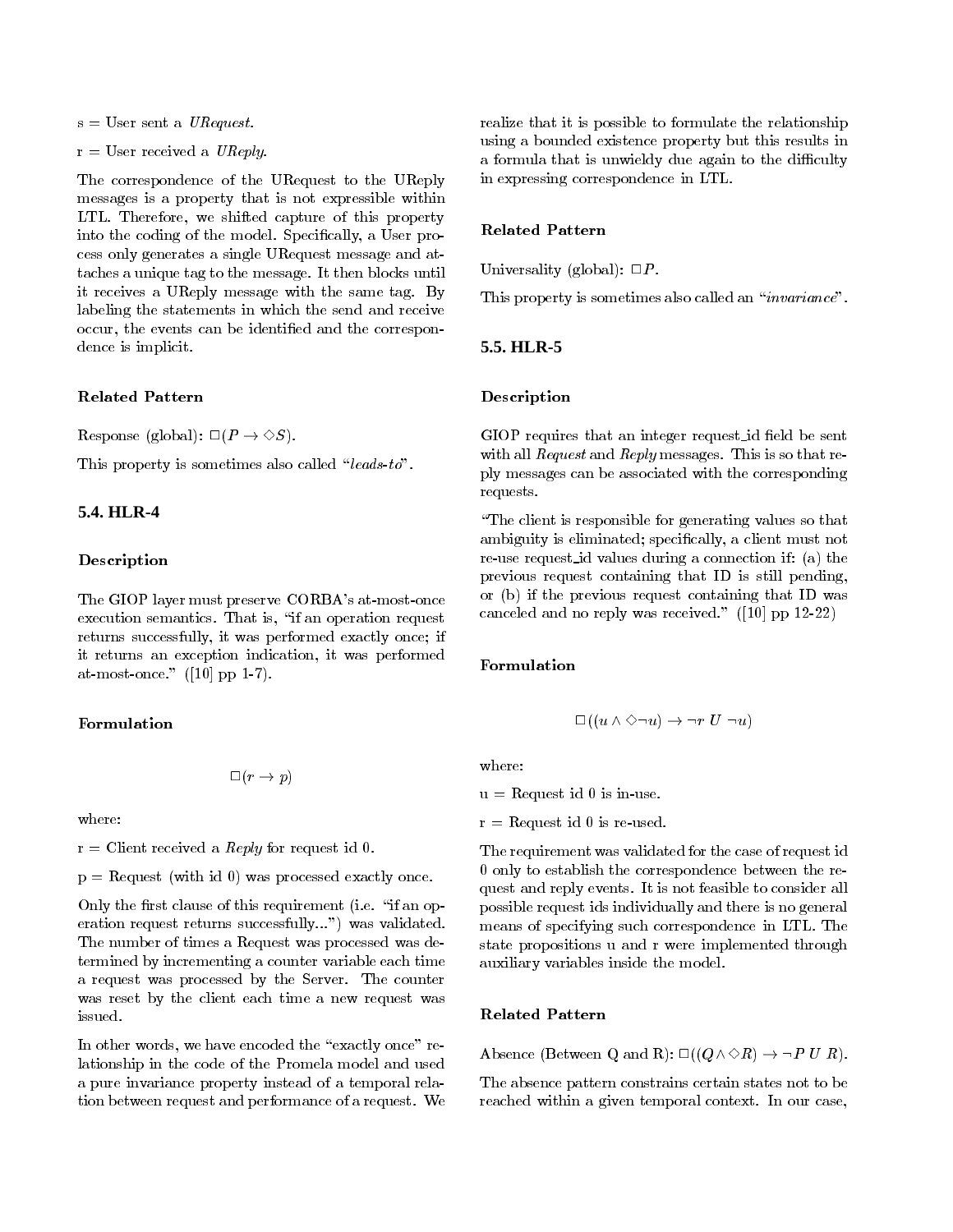s = User sent a *URequest*.

r = User received a *UReply*.

The correspondence of the URequest to the UReply messages is a property that is not expressible within LTL. Therefore, we shifted capture of this property into the coding of the model. Specifically, a User process only generates a single URequest message and attaches a unique tag to the message. It then blocks until it receives a UReply message with the same tag. By labeling the statements in which the send and receive occur, the events can be identified and the correspondence is implicit.

**Related Pattern**

Response (global): $\Box(P \rightarrow \Diamond S)$.

This property is sometimes also called "*leads-to*".

### 5.4. HLR-4

**Description**

The GIOP layer must preserve CORBA's at-most-once execution semantics. That is, "if an operation request returns successfully, it was performed exactly once; if it returns an exception indication, it was performed at-most-once." ([10] pp 1-7).

**Formulation**

$$\Box(r \rightarrow p)$$

where:

r = Client received a *Reply* for request id 0.

p = Request (with id 0) was processed exactly once.

Only the first clause of this requirement (i.e. "if an operation request returns successfully...") was validated. The number of times a Request was processed was determined by incrementing a counter variable each time a request was processed by the Server. The counter was reset by the client each time a new request was issued.

In other words, we have encoded the "exactly once" relationship in the code of the Promela model and used a pure invariance property instead of a temporal relation between request and performance of a request. We realize that it is possible to formulate the relationship using a bounded existence property but this results in a formula that is unwieldy due again to the difficulty in expressing correspondence in LTL.

**Related Pattern**

Universality (global): $\Box P$.

This property is sometimes also called an "*invariance*".

### 5.5. HLR-5

**Description**

GIOP requires that an integer request_id field be sent with all *Request* and *Reply* messages. This is so that reply messages can be associated with the corresponding requests.

"The client is responsible for generating values so that ambiguity is eliminated; specifically, a client must not re-use request_id values during a connection if: (a) the previous request containing that ID is still pending, or (b) if the previous request containing that ID was canceled and no reply was received." ([10] pp 12-22)

**Formulation**

$$\Box((u \wedge \Diamond \neg u) \rightarrow \neg r \; U \; \neg u)$$

where:

u = Request id 0 is in-use.

r = Request id 0 is re-used.

The requirement was validated for the case of request id 0 only to establish the correspondence between the request and reply events. It is not feasible to consider all possible request ids individually and there is no general means of specifying such correspondence in LTL. The state propositions u and r were implemented through auxiliary variables inside the model.

**Related Pattern**

Absence (Between Q and R): $\Box((Q \wedge \Diamond R) \rightarrow \neg P \; U \; R)$.

The absence pattern constrains certain states not to be reached within a given temporal context. In our case,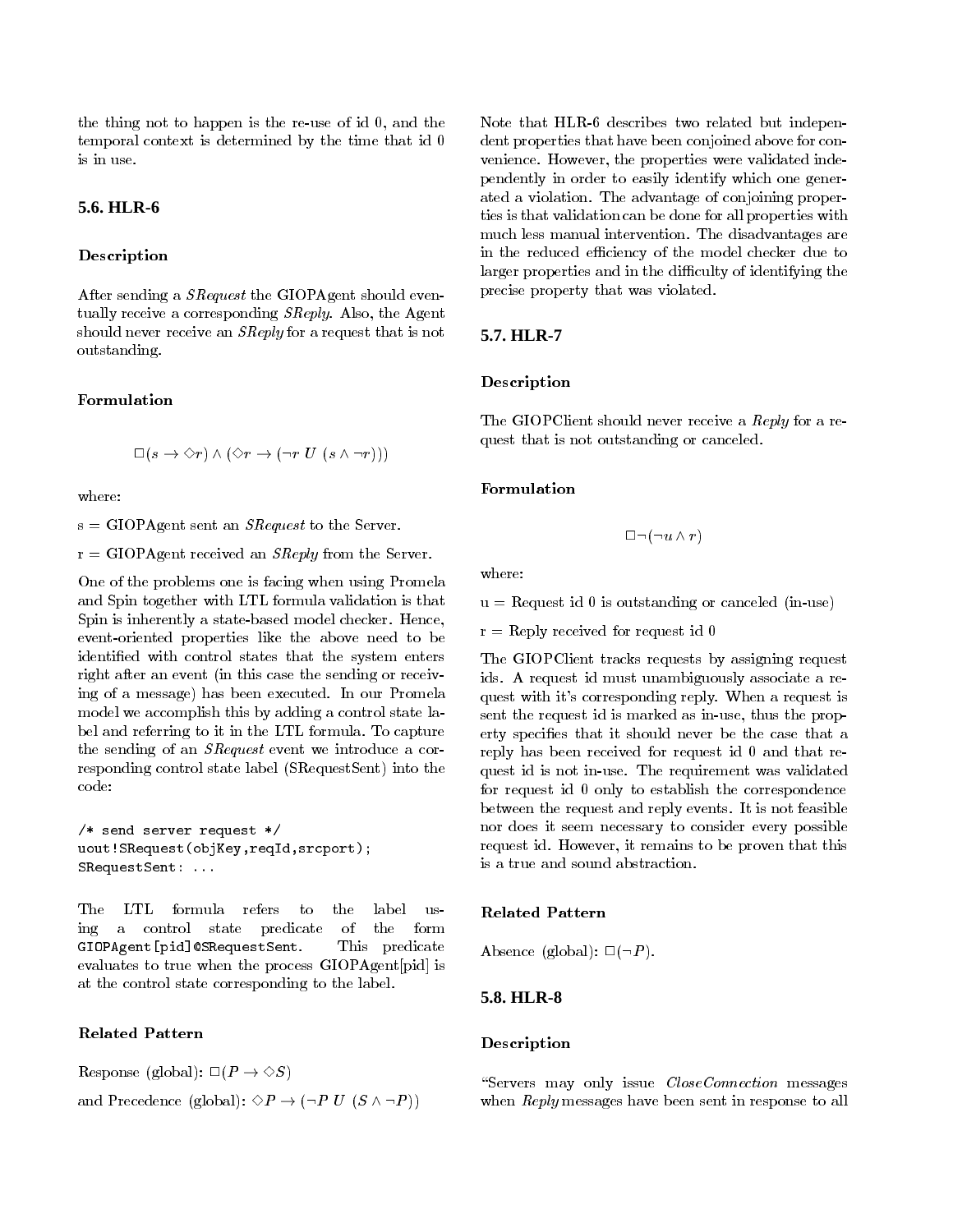the thing not to happen is the re-use of id 0, and the temporal context is determined by the time that id 0 is in use.

## 5.6. HLR-6

### Description

After sending a *SRequest* the GIOPAgent should eventually receive a corresponding *SReply*. Also, the Agent should never receive an *SReply* for a request that is not outstanding.

### Formulation

$$\Box(s \rightarrow \Diamond r) \wedge (\Diamond r \rightarrow (\neg r \; U \; (s \wedge \neg r)))$$

where:

s = GIOPAgent sent an *SRequest* to the Server.

r = GIOPAgent received an *SReply* from the Server.

One of the problems one is facing when using Promela and Spin together with LTL formula validation is that Spin is inherently a state-based model checker. Hence, event-oriented properties like the above need to be identified with control states that the system enters right after an event (in this case the sending or receiving of a message) has been executed. In our Promela model we accomplish this by adding a control state label and referring to it in the LTL formula. To capture the sending of an *SRequest* event we introduce a corresponding control state label (SRequestSent) into the code:

```
/* send server request */
uout!SRequest(objKey,reqId,srcport);
SRequestSent: ...
```

The LTL formula refers to the label using a control state predicate of the form `GIOPAgent[pid]@SRequestSent`. This predicate evaluates to true when the process GIOPAgent[pid] is at the control state corresponding to the label.

### Related Pattern

Response (global): $\Box(P \rightarrow \Diamond S)$

and Precedence (global): $\Diamond P \rightarrow (\neg P \; U \; (S \wedge \neg P))$

Note that HLR-6 describes two related but independent properties that have been conjoined above for convenience. However, the properties were validated independently in order to easily identify which one generated a violation. The advantage of conjoining properties is that validation can be done for all properties with much less manual intervention. The disadvantages are in the reduced efficiency of the model checker due to larger properties and in the difficulty of identifying the precise property that was violated.

## 5.7. HLR-7

### Description

The GIOPClient should never receive a *Reply* for a request that is not outstanding or canceled.

### Formulation

$$\Box\neg(\neg u \wedge r)$$

where:

u = Request id 0 is outstanding or canceled (in-use)

r = Reply received for request id 0

The GIOPClient tracks requests by assigning request ids. A request id must unambiguously associate a request with it's corresponding reply. When a request is sent the request id is marked as in-use, thus the property specifies that it should never be the case that a reply has been received for request id 0 and that request id is not in-use. The requirement was validated for request id 0 only to establish the correspondence between the request and reply events. It is not feasible nor does it seem necessary to consider every possible request id. However, it remains to be proven that this is a true and sound abstraction.

### Related Pattern

Absence (global): $\Box(\neg P)$.

## 5.8. HLR-8

### Description

"Servers may only issue *CloseConnection* messages when *Reply* messages have been sent in response to all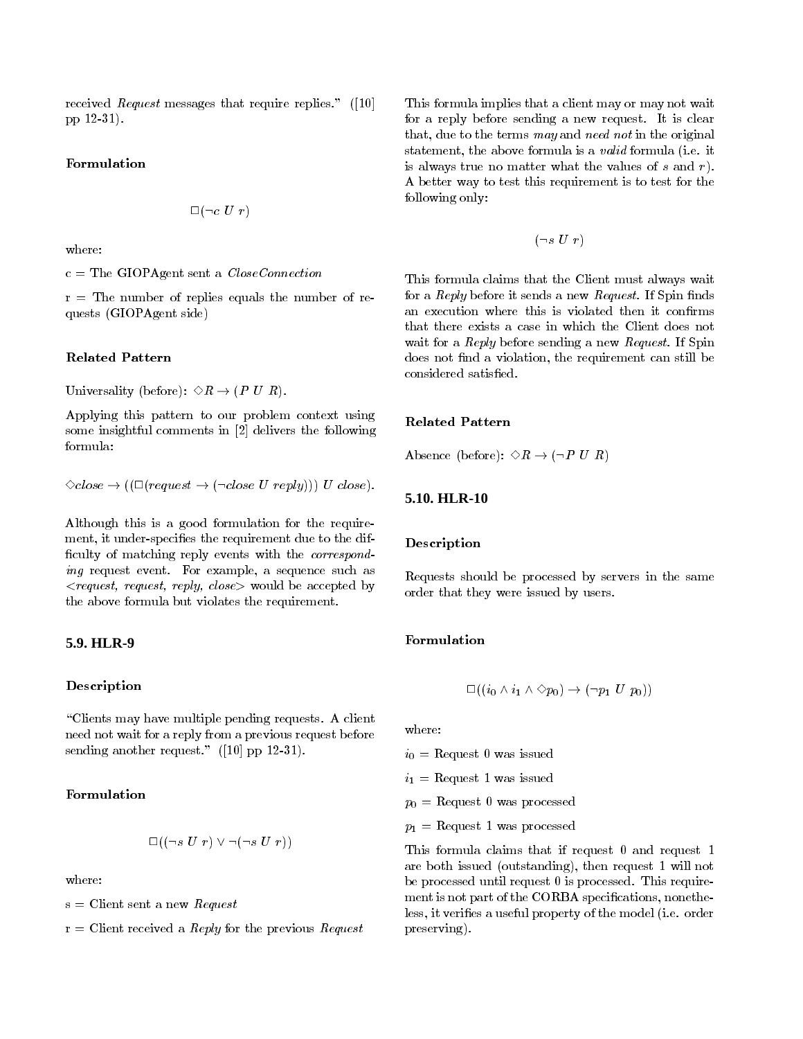received *Request* messages that require replies." ([10] pp 12-31).

### Formulation

$$\Box(\neg c \; U \; r)$$

where:

c = The GIOPAgent sent a *CloseConnection*

r = The number of replies equals the number of requests (GIOPAgent side)

### Related Pattern

Universality (before): $\Diamond R \rightarrow (P \; U \; R)$.

Applying this pattern to our problem context using some insightful comments in [2] delivers the following formula:

$$\Diamond close \rightarrow ((\Box(request \rightarrow (\neg close \; U \; reply))) \; U \; close).$$

Although this is a good formulation for the requirement, it under-specifies the requirement due to the difficulty of matching reply events with the *corresponding* request event. For example, a sequence such as <*request, request, reply, close*> would be accepted by the above formula but violates the requirement.

## 5.9. HLR-9

### Description

"Clients may have multiple pending requests. A client need not wait for a reply from a previous request before sending another request." ([10] pp 12-31).

### Formulation

$$\Box((\neg s \; U \; r) \vee \neg(\neg s \; U \; r))$$

where:

s = Client sent a new *Request*

r = Client received a *Reply* for the previous *Request*

This formula implies that a client may or may not wait for a reply before sending a new request. It is clear that, due to the terms *may* and *need not* in the original statement, the above formula is a *valid* formula (i.e. it is always true no matter what the values of $s$ and $r$). A better way to test this requirement is to test for the following only:

$$(\neg s \; U \; r)$$

This formula claims that the Client must always wait for a *Reply* before it sends a new *Request*. If Spin finds an execution where this is violated then it confirms that there exists a case in which the Client does not wait for a *Reply* before sending a new *Request*. If Spin does not find a violation, the requirement can still be considered satisfied.

### Related Pattern

Absence (before): $\Diamond R \rightarrow (\neg P \; U \; R)$

## 5.10. HLR-10

### Description

Requests should be processed by servers in the same order that they were issued by users.

### Formulation

$$\Box((i_0 \wedge i_1 \wedge \Diamond p_0) \rightarrow (\neg p_1 \; U \; p_0))$$

where:

$i_0$ = Request 0 was issued

$i_1$ = Request 1 was issued

$p_0$ = Request 0 was processed

$p_1$ = Request 1 was processed

This formula claims that if request 0 and request 1 are both issued (outstanding), then request 1 will not be processed until request 0 is processed. This requirement is not part of the CORBA specifications, nonetheless, it verifies a useful property of the model (i.e. order preserving).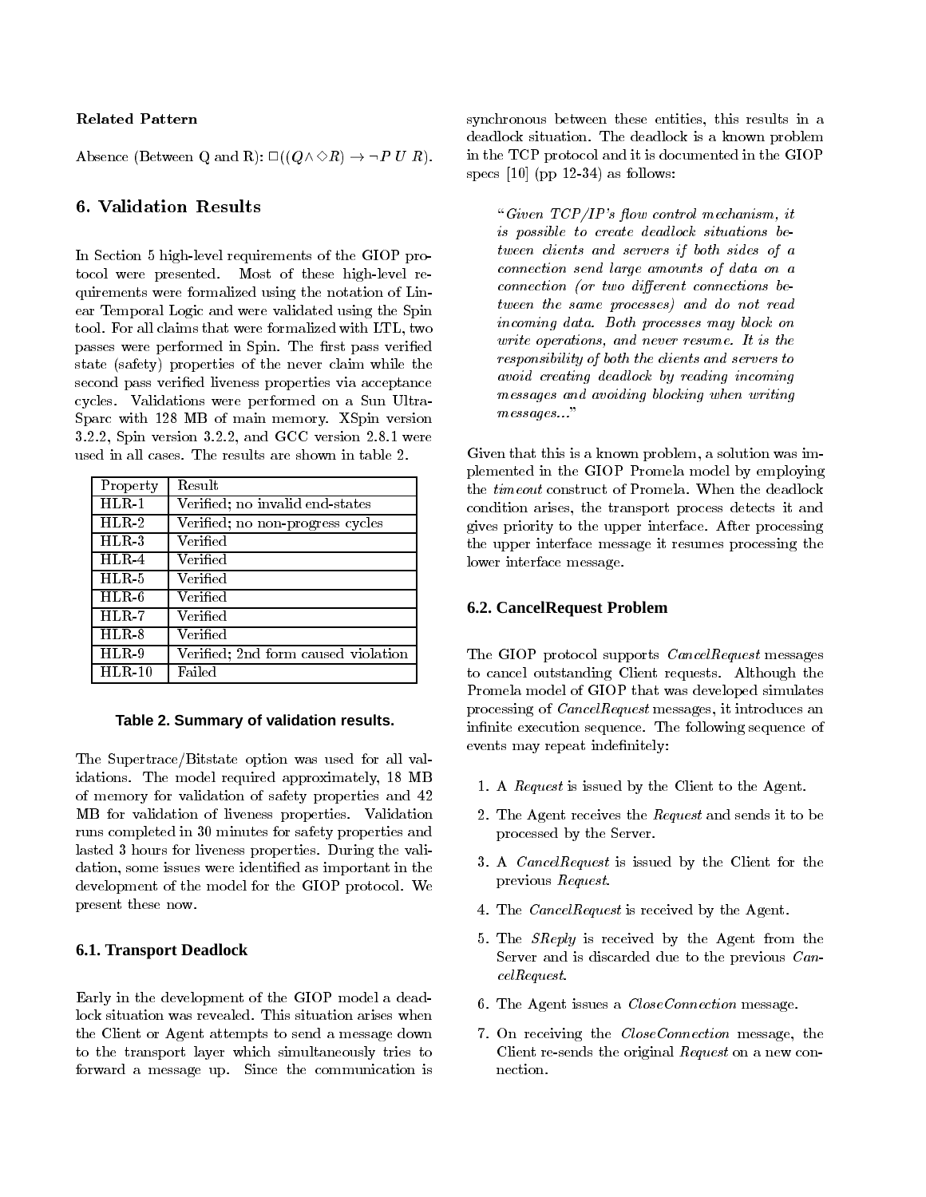**Related Pattern**

Absence (Between Q and R): $\Box((Q \wedge \Diamond R) \rightarrow \neg P \; U \; R)$.

## 6. Validation Results

In Section 5 high-level requirements of the GIOP protocol were presented. Most of these high-level requirements were formalized using the notation of Linear Temporal Logic and were validated using the Spin tool. For all claims that were formalized with LTL, two passes were performed in Spin. The first pass verified state (safety) properties of the never claim while the second pass verified liveness properties via acceptance cycles. Validations were performed on a Sun UltraSparc with 128 MB of main memory. XSpin version 3.2.2, Spin version 3.2.2, and GCC version 2.8.1 were used in all cases. The results are shown in table 2.

| Property | Result |
|---|---|
| HLR-1 | Verified; no invalid end-states |
| HLR-2 | Verified; no non-progress cycles |
| HLR-3 | Verified |
| HLR-4 | Verified |
| HLR-5 | Verified |
| HLR-6 | Verified |
| HLR-7 | Verified |
| HLR-8 | Verified |
| HLR-9 | Verified; 2nd form caused violation |
| HLR-10 | Failed |

**Table 2. Summary of validation results.**

The Supertrace/Bitstate option was used for all validations. The model required approximately, 18 MB of memory for validation of safety properties and 42 MB for validation of liveness properties. Validation runs completed in 30 minutes for safety properties and lasted 3 hours for liveness properties. During the validation, some issues were identified as important in the development of the model for the GIOP protocol. We present these now.

### 6.1. Transport Deadlock

Early in the development of the GIOP model a deadlock situation was revealed. This situation arises when the Client or Agent attempts to send a message down to the transport layer which simultaneously tries to forward a message up. Since the communication is synchronous between these entities, this results in a deadlock situation. The deadlock is a known problem in the TCP protocol and it is documented in the GIOP specs [10] (pp 12-34) as follows:

> "*Given TCP/IP's flow control mechanism, it is possible to create deadlock situations between clients and servers if both sides of a connection send large amounts of data on a connection (or two different connections between the same processes) and do not read incoming data. Both processes may block on write operations, and never resume. It is the responsibility of both the clients and servers to avoid creating deadlock by reading incoming messages and avoiding blocking when writing messages...*"

Given that this is a known problem, a solution was implemented in the GIOP Promela model by employing the *timeout* construct of Promela. When the deadlock condition arises, the transport process detects it and gives priority to the upper interface. After processing the upper interface message it resumes processing the lower interface message.

### 6.2. CancelRequest Problem

The GIOP protocol supports *CancelRequest* messages to cancel outstanding Client requests. Although the Promela model of GIOP that was developed simulates processing of *CancelRequest* messages, it introduces an infinite execution sequence. The following sequence of events may repeat indefinitely:

1. A *Request* is issued by the Client to the Agent.
2. The Agent receives the *Request* and sends it to be processed by the Server.
3. A *CancelRequest* is issued by the Client for the previous *Request*.
4. The *CancelRequest* is received by the Agent.
5. The *SReply* is received by the Agent from the Server and is discarded due to the previous *CancelRequest*.
6. The Agent issues a *CloseConnection* message.
7. On receiving the *CloseConnection* message, the Client re-sends the original *Request* on a new connection.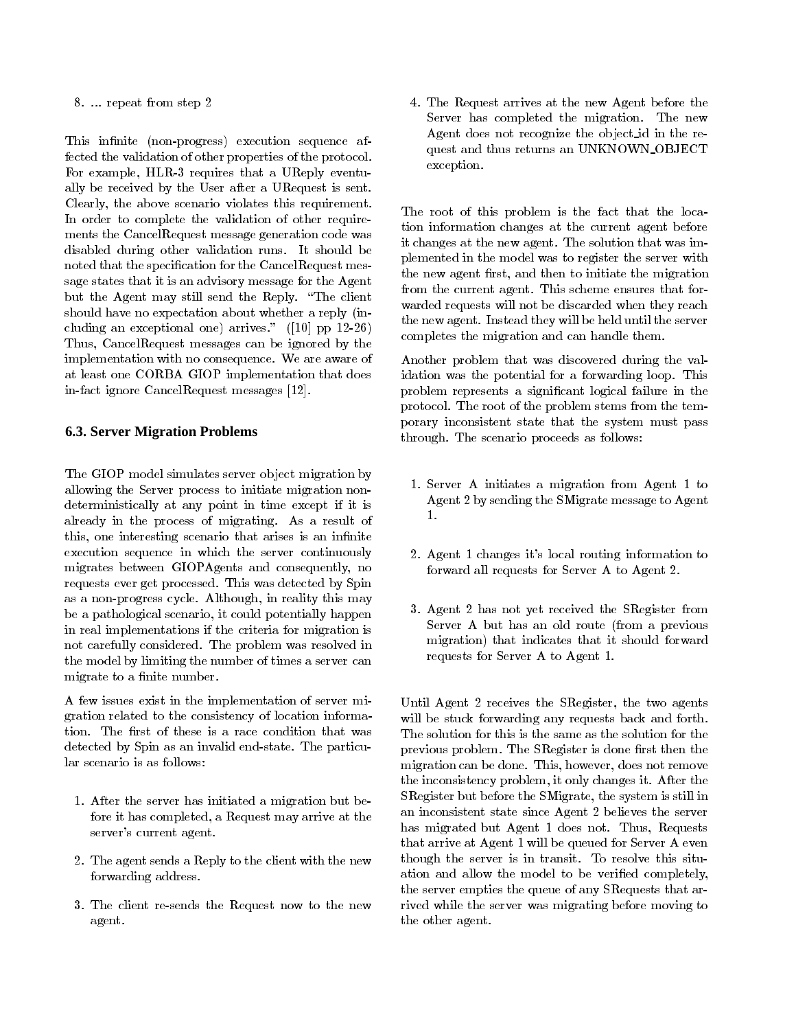8. ... repeat from step 2

This infinite (non-progress) execution sequence affected the validation of other properties of the protocol. For example, HLR-3 requires that a UReply eventually be received by the User after a URequest is sent. Clearly, the above scenario violates this requirement. In order to complete the validation of other requirements the CancelRequest message generation code was disabled during other validation runs. It should be noted that the specification for the CancelRequest message states that it is an advisory message for the Agent but the Agent may still send the Reply. "The client should have no expectation about whether a reply (including an exceptional one) arrives." ([10] pp 12-26) Thus, CancelRequest messages can be ignored by the implementation with no consequence. We are aware of at least one CORBA GIOP implementation that does in-fact ignore CancelRequest messages [12].

### 6.3. Server Migration Problems

The GIOP model simulates server object migration by allowing the Server process to initiate migration nondeterministically at any point in time except if it is already in the process of migrating. As a result of this, one interesting scenario that arises is an infinite execution sequence in which the server continuously migrates between GIOPAgents and consequently, no requests ever get processed. This was detected by Spin as a non-progress cycle. Although, in reality this may be a pathological scenario, it could potentially happen in real implementations if the criteria for migration is not carefully considered. The problem was resolved in the model by limiting the number of times a server can migrate to a finite number.

A few issues exist in the implementation of server migration related to the consistency of location information. The first of these is a race condition that was detected by Spin as an invalid end-state. The particular scenario is as follows:

1. After the server has initiated a migration but before it has completed, a Request may arrive at the server's current agent.
2. The agent sends a Reply to the client with the new forwarding address.
3. The client re-sends the Request now to the new agent.
4. The Request arrives at the new Agent before the Server has completed the migration. The new Agent does not recognize the object_id in the request and thus returns an UNKNOWN_OBJECT exception.

The root of this problem is the fact that the location information changes at the current agent before it changes at the new agent. The solution that was implemented in the model was to register the server with the new agent first, and then to initiate the migration from the current agent. This scheme ensures that forwarded requests will not be discarded when they reach the new agent. Instead they will be held until the server completes the migration and can handle them.

Another problem that was discovered during the validation was the potential for a forwarding loop. This problem represents a significant logical failure in the protocol. The root of the problem stems from the temporary inconsistent state that the system must pass through. The scenario proceeds as follows:

1. Server A initiates a migration from Agent 1 to Agent 2 by sending the SMigrate message to Agent 1.
2. Agent 1 changes it's local routing information to forward all requests for Server A to Agent 2.
3. Agent 2 has not yet received the SRegister from Server A but has an old route (from a previous migration) that indicates that it should forward requests for Server A to Agent 1.

Until Agent 2 receives the SRegister, the two agents will be stuck forwarding any requests back and forth. The solution for this is the same as the solution for the previous problem. The SRegister is done first then the migration can be done. This, however, does not remove the inconsistency problem, it only changes it. After the SRegister but before the SMigrate, the system is still in an inconsistent state since Agent 2 believes the server has migrated but Agent 1 does not. Thus, Requests that arrive at Agent 1 will be queued for Server A even though the server is in transit. To resolve this situation and allow the model to be verified completely, the server empties the queue of any SRequests that arrived while the server was migrating before moving to the other agent.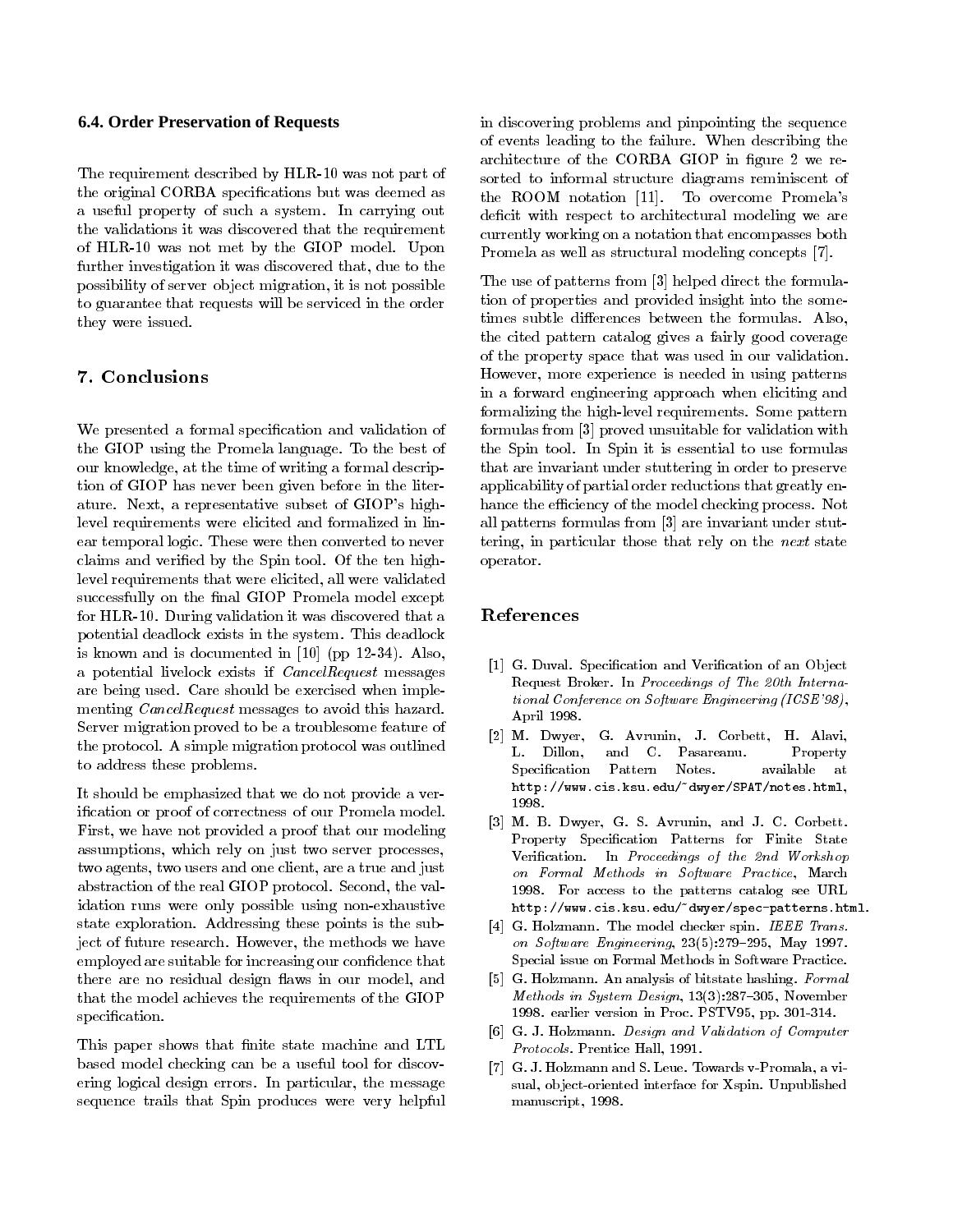### 6.4. Order Preservation of Requests

The requirement described by HLR-10 was not part of the original CORBA specifications but was deemed as a useful property of such a system. In carrying out the validations it was discovered that the requirement of HLR-10 was not met by the GIOP model. Upon further investigation it was discovered that, due to the possibility of server object migration, it is not possible to guarantee that requests will be serviced in the order they were issued.

## 7. Conclusions

We presented a formal specification and validation of the GIOP using the Promela language. To the best of our knowledge, at the time of writing a formal description of GIOP has never been given before in the literature. Next, a representative subset of GIOP's high-level requirements were elicited and formalized in linear temporal logic. These were then converted to never claims and verified by the Spin tool. Of the ten high-level requirements that were elicited, all were validated successfully on the final GIOP Promela model except for HLR-10. During validation it was discovered that a potential deadlock exists in the system. This deadlock is known and is documented in [10] (pp 12-34). Also, a potential livelock exists if *CancelRequest* messages are being used. Care should be exercised when implementing *CancelRequest* messages to avoid this hazard. Server migration proved to be a troublesome feature of the protocol. A simple migration protocol was outlined to address these problems.

It should be emphasized that we do not provide a verification or proof of correctness of our Promela model. First, we have not provided a proof that our modeling assumptions, which rely on just two server processes, two agents, two users and one client, are a true and just abstraction of the real GIOP protocol. Second, the validation runs were only possible using non-exhaustive state exploration. Addressing these points is the subject of future research. However, the methods we have employed are suitable for increasing our confidence that there are no residual design flaws in our model, and that the model achieves the requirements of the GIOP specification.

This paper shows that finite state machine and LTL based model checking can be a useful tool for discovering logical design errors. In particular, the message sequence trails that Spin produces were very helpful in discovering problems and pinpointing the sequence of events leading to the failure. When describing the architecture of the CORBA GIOP in figure 2 we resorted to informal structure diagrams reminiscent of the ROOM notation [11]. To overcome Promela's deficit with respect to architectural modeling we are currently working on a notation that encompasses both Promela as well as structural modeling concepts [7].

The use of patterns from [3] helped direct the formulation of properties and provided insight into the sometimes subtle differences between the formulas. Also, the cited pattern catalog gives a fairly good coverage of the property space that was used in our validation. However, more experience is needed in using patterns in a forward engineering approach when eliciting and formalizing the high-level requirements. Some pattern formulas from [3] proved unsuitable for validation with the Spin tool. In Spin it is essential to use formulas that are invariant under stuttering in order to preserve applicability of partial order reductions that greatly enhance the efficiency of the model checking process. Not all patterns formulas from [3] are invariant under stuttering, in particular those that rely on the *next* state operator.

## References

[1] G. Duval. Specification and Verification of an Object Request Broker. In *Proceedings of The 20th International Conference on Software Engineering (ICSE'98)*, April 1998.

[2] M. Dwyer, G. Avrunin, J. Corbett, H. Alavi, L. Dillon, and C. Pasareanu. Property Specification Pattern Notes. available at http://www.cis.ksu.edu/~dwyer/SPAT/notes.html, 1998.

[3] M. B. Dwyer, G. S. Avrunin, and J. C. Corbett. Property Specification Patterns for Finite State Verification. In *Proceedings of the 2nd Workshop on Formal Methods in Software Practice*, March 1998. For access to the patterns catalog see URL http://www.cis.ksu.edu/~dwyer/spec-patterns.html.

[4] G. Holzmann. The model checker spin. *IEEE Trans. on Software Engineering*, 23(5):279–295, May 1997. Special issue on Formal Methods in Software Practice.

[5] G. Holzmann. An analysis of bitstate hashing. *Formal Methods in System Design*, 13(3):287–305, November 1998. earlier version in Proc. PSTV95, pp. 301-314.

[6] G. J. Holzmann. *Design and Validation of Computer Protocols*. Prentice Hall, 1991.

[7] G. J. Holzmann and S. Leue. Towards v-Promala, a visual, object-oriented interface for Xspin. Unpublished manuscript, 1998.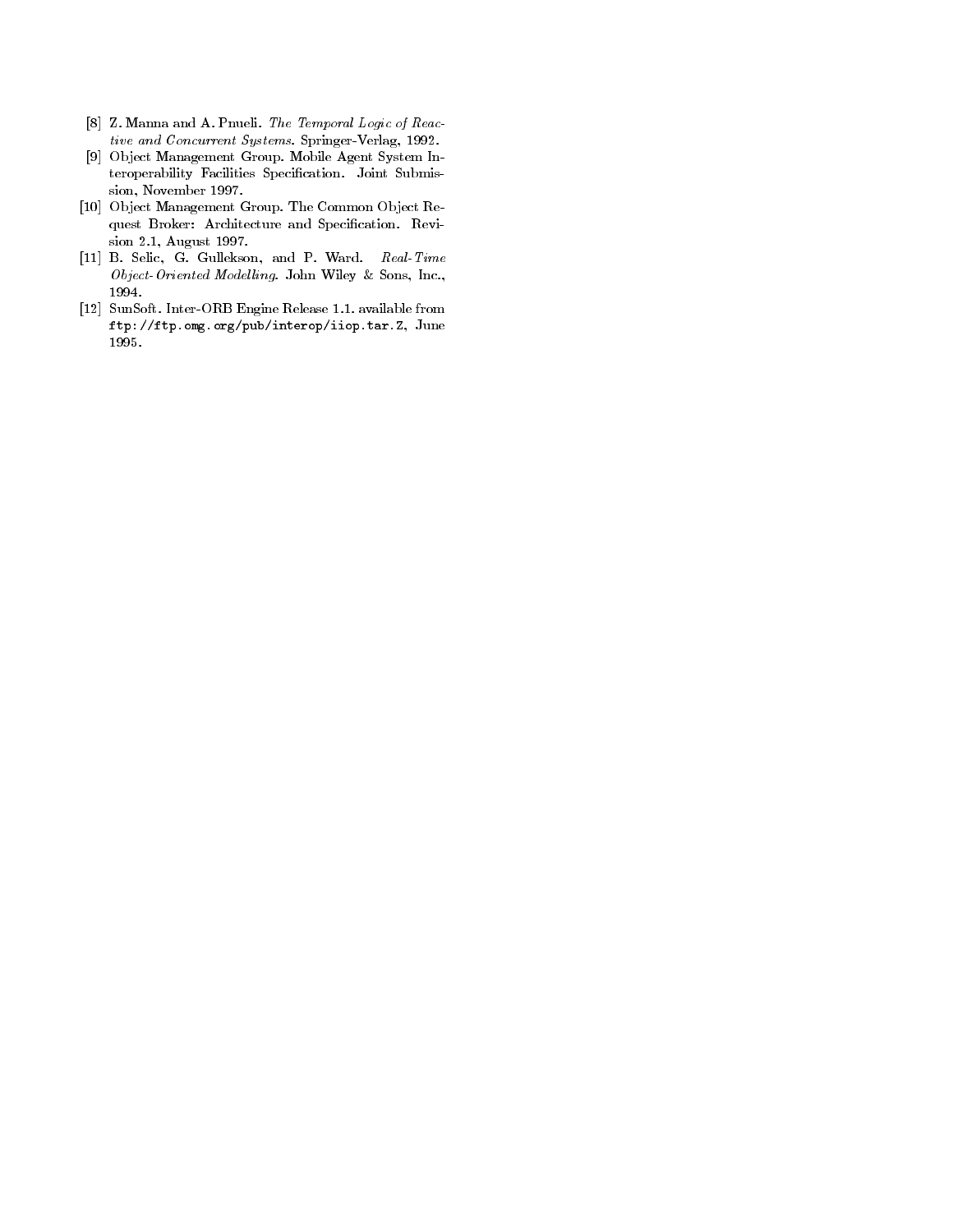[8] Z. Manna and A. Pnueli. *The Temporal Logic of Reactive and Concurrent Systems*. Springer-Verlag, 1992.

[9] Object Management Group. Mobile Agent System Interoperability Facilities Specification. Joint Submission, November 1997.

[10] Object Management Group. The Common Object Request Broker: Architecture and Specification. Revision 2.1, August 1997.

[11] B. Selic, G. Gullekson, and P. Ward. *Real-Time Object-Oriented Modelling*. John Wiley & Sons, Inc., 1994.

[12] SunSoft. Inter-ORB Engine Release 1.1. available from `ftp://ftp.omg.org/pub/interop/iiop.tar.Z`, June 1995.